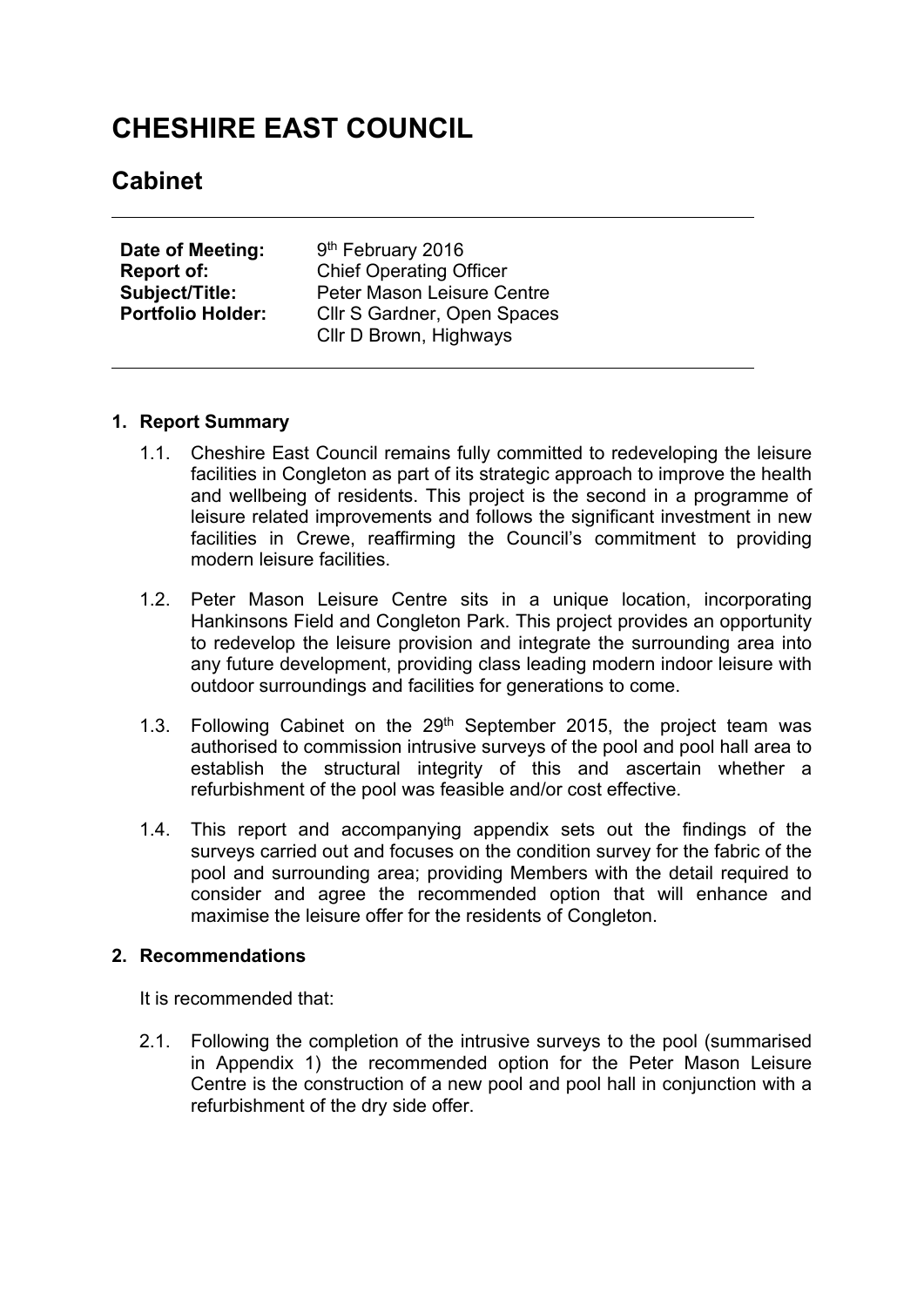# CHESHIRE EAST COUNCIL

## Cabinet

| | |
|---|---|
| **Date of Meeting:** | 9th February 2016 |
| **Report of:** | Chief Operating Officer |
| **Subject/Title:** | Peter Mason Leisure Centre |
| **Portfolio Holder:** | Cllr S Gardner, Open Spaces<br>Cllr D Brown, Highways |

### 1. Report Summary

1.1. Cheshire East Council remains fully committed to redeveloping the leisure facilities in Congleton as part of its strategic approach to improve the health and wellbeing of residents. This project is the second in a programme of leisure related improvements and follows the significant investment in new facilities in Crewe, reaffirming the Council's commitment to providing modern leisure facilities.

1.2. Peter Mason Leisure Centre sits in a unique location, incorporating Hankinsons Field and Congleton Park. This project provides an opportunity to redevelop the leisure provision and integrate the surrounding area into any future development, providing class leading modern indoor leisure with outdoor surroundings and facilities for generations to come.

1.3. Following Cabinet on the 29th September 2015, the project team was authorised to commission intrusive surveys of the pool and pool hall area to establish the structural integrity of this and ascertain whether a refurbishment of the pool was feasible and/or cost effective.

1.4. This report and accompanying appendix sets out the findings of the surveys carried out and focuses on the condition survey for the fabric of the pool and surrounding area; providing Members with the detail required to consider and agree the recommended option that will enhance and maximise the leisure offer for the residents of Congleton.

### 2. Recommendations

It is recommended that:

2.1. Following the completion of the intrusive surveys to the pool (summarised in Appendix 1) the recommended option for the Peter Mason Leisure Centre is the construction of a new pool and pool hall in conjunction with a refurbishment of the dry side offer.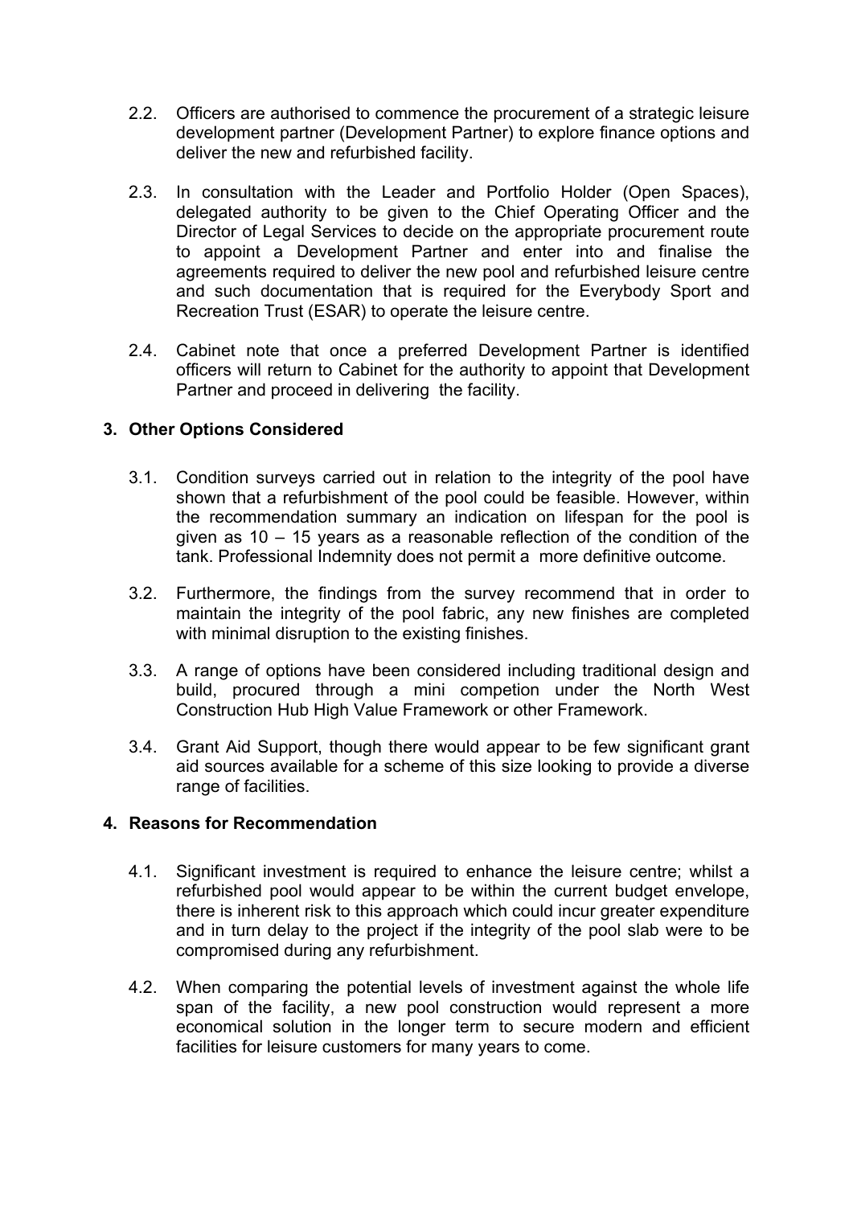2.2. Officers are authorised to commence the procurement of a strategic leisure development partner (Development Partner) to explore finance options and deliver the new and refurbished facility.

2.3. In consultation with the Leader and Portfolio Holder (Open Spaces), delegated authority to be given to the Chief Operating Officer and the Director of Legal Services to decide on the appropriate procurement route to appoint a Development Partner and enter into and finalise the agreements required to deliver the new pool and refurbished leisure centre and such documentation that is required for the Everybody Sport and Recreation Trust (ESAR) to operate the leisure centre.

2.4. Cabinet note that once a preferred Development Partner is identified officers will return to Cabinet for the authority to appoint that Development Partner and proceed in delivering the facility.

## 3. Other Options Considered

3.1. Condition surveys carried out in relation to the integrity of the pool have shown that a refurbishment of the pool could be feasible. However, within the recommendation summary an indication on lifespan for the pool is given as 10 – 15 years as a reasonable reflection of the condition of the tank. Professional Indemnity does not permit a more definitive outcome.

3.2. Furthermore, the findings from the survey recommend that in order to maintain the integrity of the pool fabric, any new finishes are completed with minimal disruption to the existing finishes.

3.3. A range of options have been considered including traditional design and build, procured through a mini competion under the North West Construction Hub High Value Framework or other Framework.

3.4. Grant Aid Support, though there would appear to be few significant grant aid sources available for a scheme of this size looking to provide a diverse range of facilities.

## 4. Reasons for Recommendation

4.1. Significant investment is required to enhance the leisure centre; whilst a refurbished pool would appear to be within the current budget envelope, there is inherent risk to this approach which could incur greater expenditure and in turn delay to the project if the integrity of the pool slab were to be compromised during any refurbishment.

4.2. When comparing the potential levels of investment against the whole life span of the facility, a new pool construction would represent a more economical solution in the longer term to secure modern and efficient facilities for leisure customers for many years to come.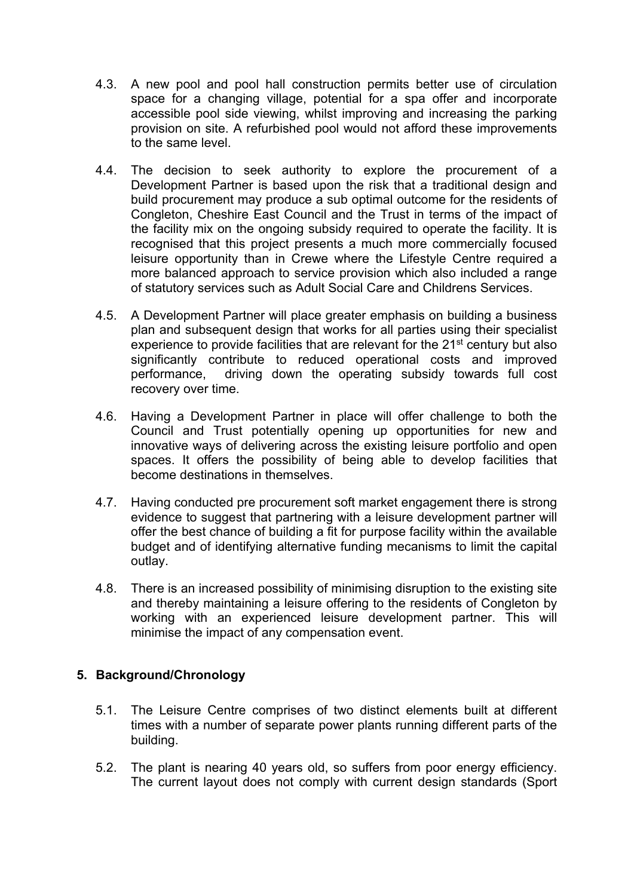4.3. A new pool and pool hall construction permits better use of circulation space for a changing village, potential for a spa offer and incorporate accessible pool side viewing, whilst improving and increasing the parking provision on site. A refurbished pool would not afford these improvements to the same level.

4.4. The decision to seek authority to explore the procurement of a Development Partner is based upon the risk that a traditional design and build procurement may produce a sub optimal outcome for the residents of Congleton, Cheshire East Council and the Trust in terms of the impact of the facility mix on the ongoing subsidy required to operate the facility. It is recognised that this project presents a much more commercially focused leisure opportunity than in Crewe where the Lifestyle Centre required a more balanced approach to service provision which also included a range of statutory services such as Adult Social Care and Childrens Services.

4.5. A Development Partner will place greater emphasis on building a business plan and subsequent design that works for all parties using their specialist experience to provide facilities that are relevant for the 21st century but also significantly contribute to reduced operational costs and improved performance, driving down the operating subsidy towards full cost recovery over time.

4.6. Having a Development Partner in place will offer challenge to both the Council and Trust potentially opening up opportunities for new and innovative ways of delivering across the existing leisure portfolio and open spaces. It offers the possibility of being able to develop facilities that become destinations in themselves.

4.7. Having conducted pre procurement soft market engagement there is strong evidence to suggest that partnering with a leisure development partner will offer the best chance of building a fit for purpose facility within the available budget and of identifying alternative funding mecanisms to limit the capital outlay.

4.8. There is an increased possibility of minimising disruption to the existing site and thereby maintaining a leisure offering to the residents of Congleton by working with an experienced leisure development partner. This will minimise the impact of any compensation event.

## 5. Background/Chronology

5.1. The Leisure Centre comprises of two distinct elements built at different times with a number of separate power plants running different parts of the building.

5.2. The plant is nearing 40 years old, so suffers from poor energy efficiency. The current layout does not comply with current design standards (Sport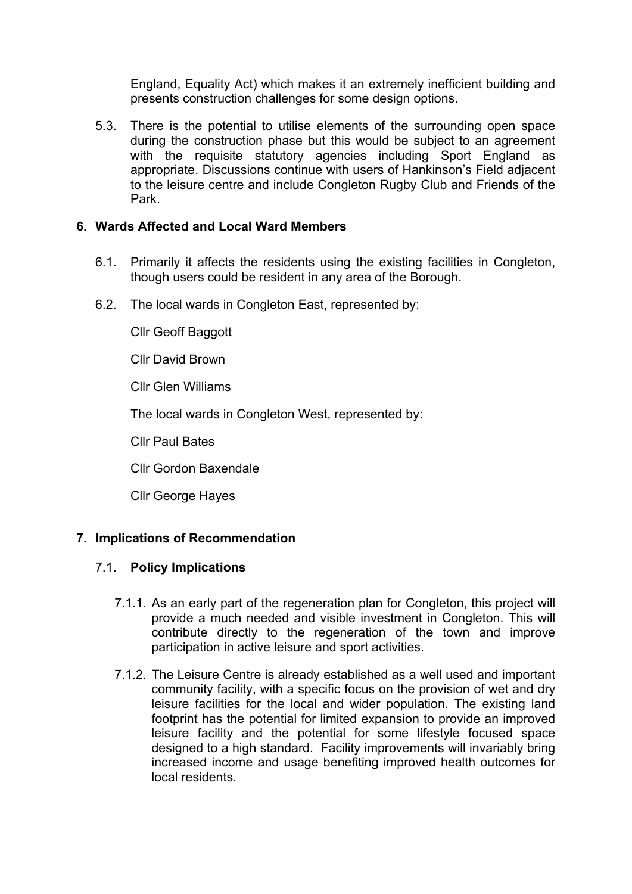England, Equality Act) which makes it an extremely inefficient building and presents construction challenges for some design options.

5.3. There is the potential to utilise elements of the surrounding open space during the construction phase but this would be subject to an agreement with the requisite statutory agencies including Sport England as appropriate. Discussions continue with users of Hankinson's Field adjacent to the leisure centre and include Congleton Rugby Club and Friends of the Park.

## 6. Wards Affected and Local Ward Members

6.1. Primarily it affects the residents using the existing facilities in Congleton, though users could be resident in any area of the Borough.

6.2. The local wards in Congleton East, represented by:

Cllr Geoff Baggott

Cllr David Brown

Cllr Glen Williams

The local wards in Congleton West, represented by:

Cllr Paul Bates

Cllr Gordon Baxendale

Cllr George Hayes

## 7. Implications of Recommendation

### 7.1. Policy Implications

7.1.1. As an early part of the regeneration plan for Congleton, this project will provide a much needed and visible investment in Congleton. This will contribute directly to the regeneration of the town and improve participation in active leisure and sport activities.

7.1.2. The Leisure Centre is already established as a well used and important community facility, with a specific focus on the provision of wet and dry leisure facilities for the local and wider population. The existing land footprint has the potential for limited expansion to provide an improved leisure facility and the potential for some lifestyle focused space designed to a high standard. Facility improvements will invariably bring increased income and usage benefiting improved health outcomes for local residents.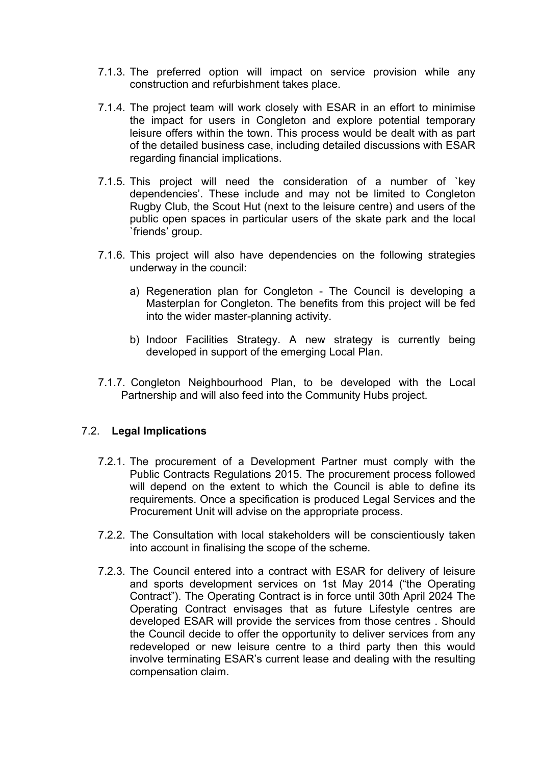7.1.3. The preferred option will impact on service provision while any construction and refurbishment takes place.

7.1.4. The project team will work closely with ESAR in an effort to minimise the impact for users in Congleton and explore potential temporary leisure offers within the town. This process would be dealt with as part of the detailed business case, including detailed discussions with ESAR regarding financial implications.

7.1.5. This project will need the consideration of a number of `key dependencies'. These include and may not be limited to Congleton Rugby Club, the Scout Hut (next to the leisure centre) and users of the public open spaces in particular users of the skate park and the local `friends' group.

7.1.6. This project will also have dependencies on the following strategies underway in the council:

a) Regeneration plan for Congleton - The Council is developing a Masterplan for Congleton. The benefits from this project will be fed into the wider master-planning activity.

b) Indoor Facilities Strategy. A new strategy is currently being developed in support of the emerging Local Plan.

7.1.7. Congleton Neighbourhood Plan, to be developed with the Local Partnership and will also feed into the Community Hubs project.

## 7.2. **Legal Implications**

7.2.1. The procurement of a Development Partner must comply with the Public Contracts Regulations 2015. The procurement process followed will depend on the extent to which the Council is able to define its requirements. Once a specification is produced Legal Services and the Procurement Unit will advise on the appropriate process.

7.2.2. The Consultation with local stakeholders will be conscientiously taken into account in finalising the scope of the scheme.

7.2.3. The Council entered into a contract with ESAR for delivery of leisure and sports development services on 1st May 2014 ("the Operating Contract"). The Operating Contract is in force until 30th April 2024 The Operating Contract envisages that as future Lifestyle centres are developed ESAR will provide the services from those centres . Should the Council decide to offer the opportunity to deliver services from any redeveloped or new leisure centre to a third party then this would involve terminating ESAR's current lease and dealing with the resulting compensation claim.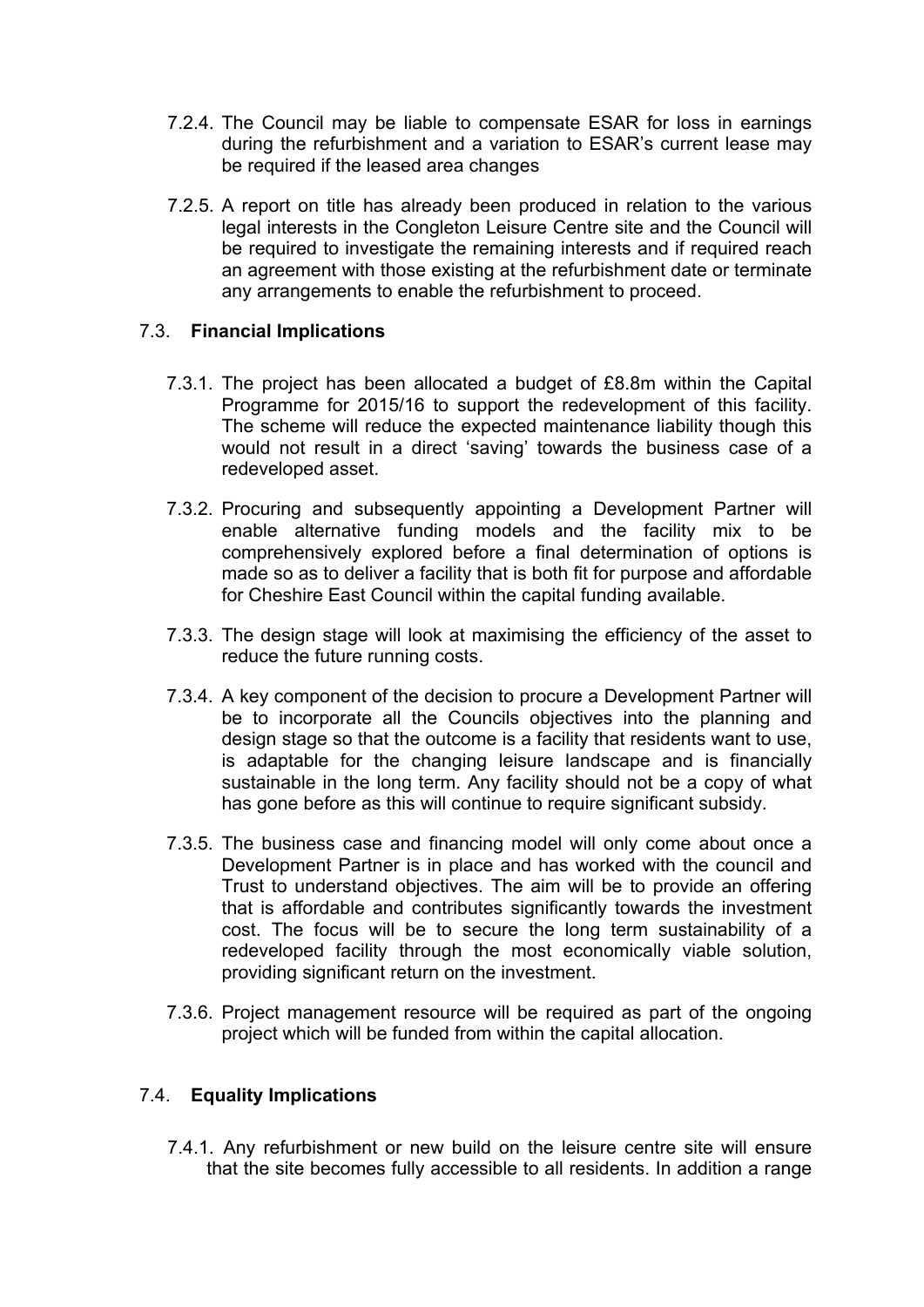7.2.4. The Council may be liable to compensate ESAR for loss in earnings during the refurbishment and a variation to ESAR's current lease may be required if the leased area changes

7.2.5. A report on title has already been produced in relation to the various legal interests in the Congleton Leisure Centre site and the Council will be required to investigate the remaining interests and if required reach an agreement with those existing at the refurbishment date or terminate any arrangements to enable the refurbishment to proceed.

### 7.3. **Financial Implications**

7.3.1. The project has been allocated a budget of £8.8m within the Capital Programme for 2015/16 to support the redevelopment of this facility. The scheme will reduce the expected maintenance liability though this would not result in a direct 'saving' towards the business case of a redeveloped asset.

7.3.2. Procuring and subsequently appointing a Development Partner will enable alternative funding models and the facility mix to be comprehensively explored before a final determination of options is made so as to deliver a facility that is both fit for purpose and affordable for Cheshire East Council within the capital funding available.

7.3.3. The design stage will look at maximising the efficiency of the asset to reduce the future running costs.

7.3.4. A key component of the decision to procure a Development Partner will be to incorporate all the Councils objectives into the planning and design stage so that the outcome is a facility that residents want to use, is adaptable for the changing leisure landscape and is financially sustainable in the long term. Any facility should not be a copy of what has gone before as this will continue to require significant subsidy.

7.3.5. The business case and financing model will only come about once a Development Partner is in place and has worked with the council and Trust to understand objectives. The aim will be to provide an offering that is affordable and contributes significantly towards the investment cost. The focus will be to secure the long term sustainability of a redeveloped facility through the most economically viable solution, providing significant return on the investment.

7.3.6. Project management resource will be required as part of the ongoing project which will be funded from within the capital allocation.

### 7.4. **Equality Implications**

7.4.1. Any refurbishment or new build on the leisure centre site will ensure that the site becomes fully accessible to all residents. In addition a range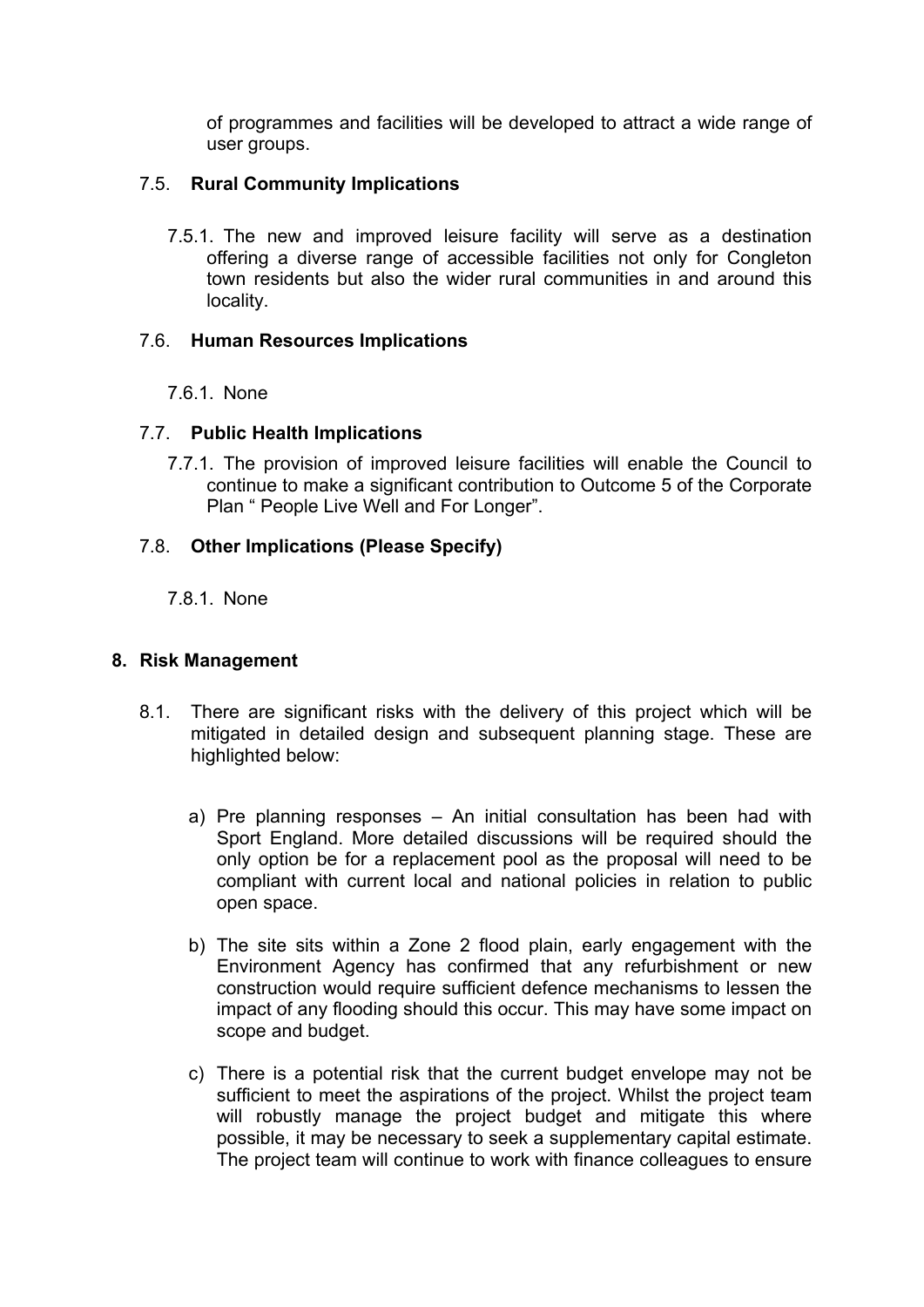of programmes and facilities will be developed to attract a wide range of user groups.

### 7.5. **Rural Community Implications**

7.5.1. The new and improved leisure facility will serve as a destination offering a diverse range of accessible facilities not only for Congleton town residents but also the wider rural communities in and around this locality.

### 7.6. **Human Resources Implications**

7.6.1. None

### 7.7. **Public Health Implications**

7.7.1. The provision of improved leisure facilities will enable the Council to continue to make a significant contribution to Outcome 5 of the Corporate Plan " People Live Well and For Longer".

### 7.8. **Other Implications (Please Specify)**

7.8.1. None

## 8. Risk Management

8.1. There are significant risks with the delivery of this project which will be mitigated in detailed design and subsequent planning stage. These are highlighted below:

a) Pre planning responses – An initial consultation has been had with Sport England. More detailed discussions will be required should the only option be for a replacement pool as the proposal will need to be compliant with current local and national policies in relation to public open space.

b) The site sits within a Zone 2 flood plain, early engagement with the Environment Agency has confirmed that any refurbishment or new construction would require sufficient defence mechanisms to lessen the impact of any flooding should this occur. This may have some impact on scope and budget.

c) There is a potential risk that the current budget envelope may not be sufficient to meet the aspirations of the project. Whilst the project team will robustly manage the project budget and mitigate this where possible, it may be necessary to seek a supplementary capital estimate. The project team will continue to work with finance colleagues to ensure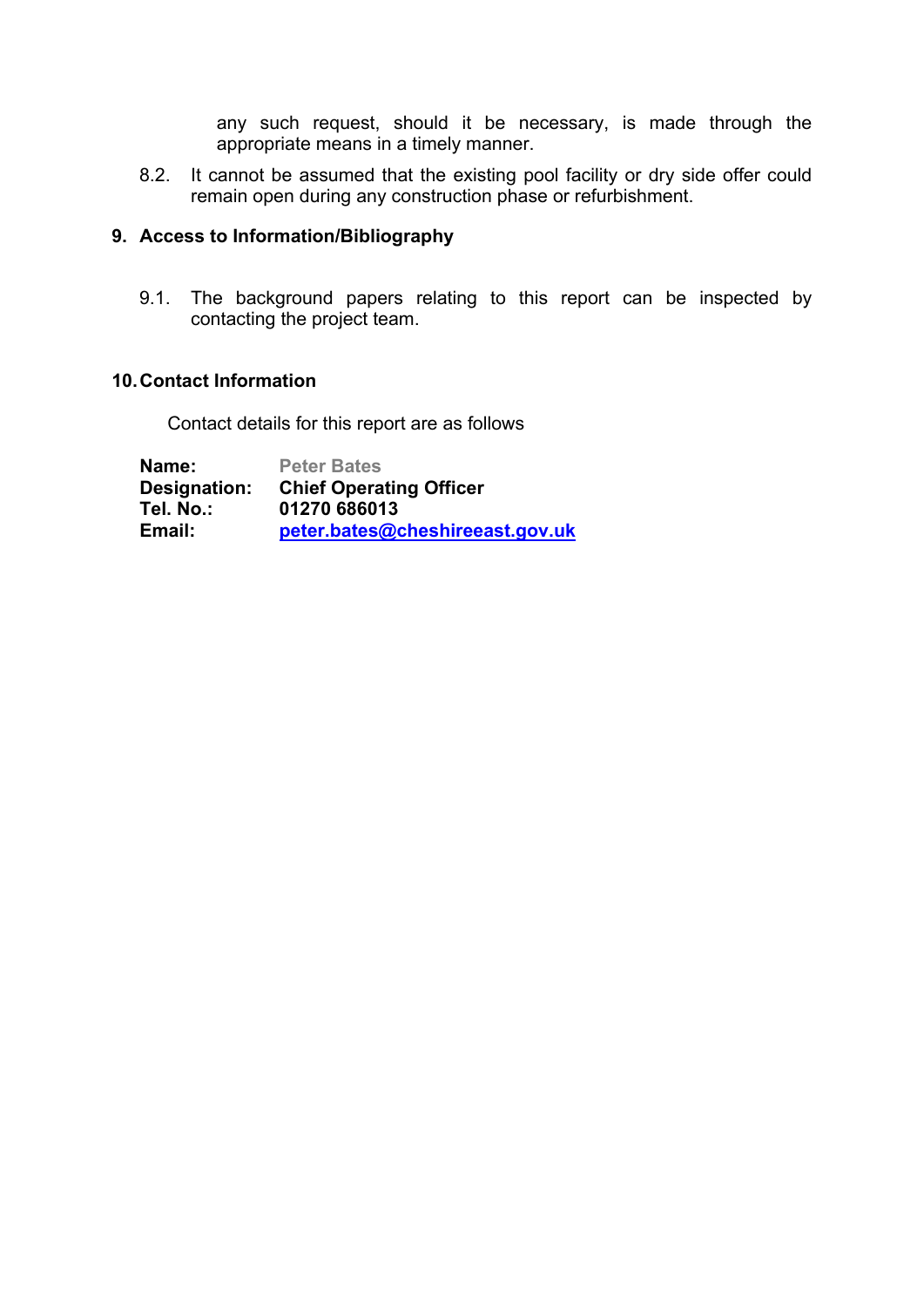any such request, should it be necessary, is made through the appropriate means in a timely manner.

8.2. It cannot be assumed that the existing pool facility or dry side offer could remain open during any construction phase or refurbishment.

## 9. Access to Information/Bibliography

9.1. The background papers relating to this report can be inspected by contacting the project team.

## 10. Contact Information

Contact details for this report are as follows

| | |
|---|---|
| **Name:** | **Peter Bates** |
| **Designation:** | **Chief Operating Officer** |
| **Tel. No.:** | **01270 686013** |
| **Email:** | **peter.bates@cheshireeast.gov.uk** |